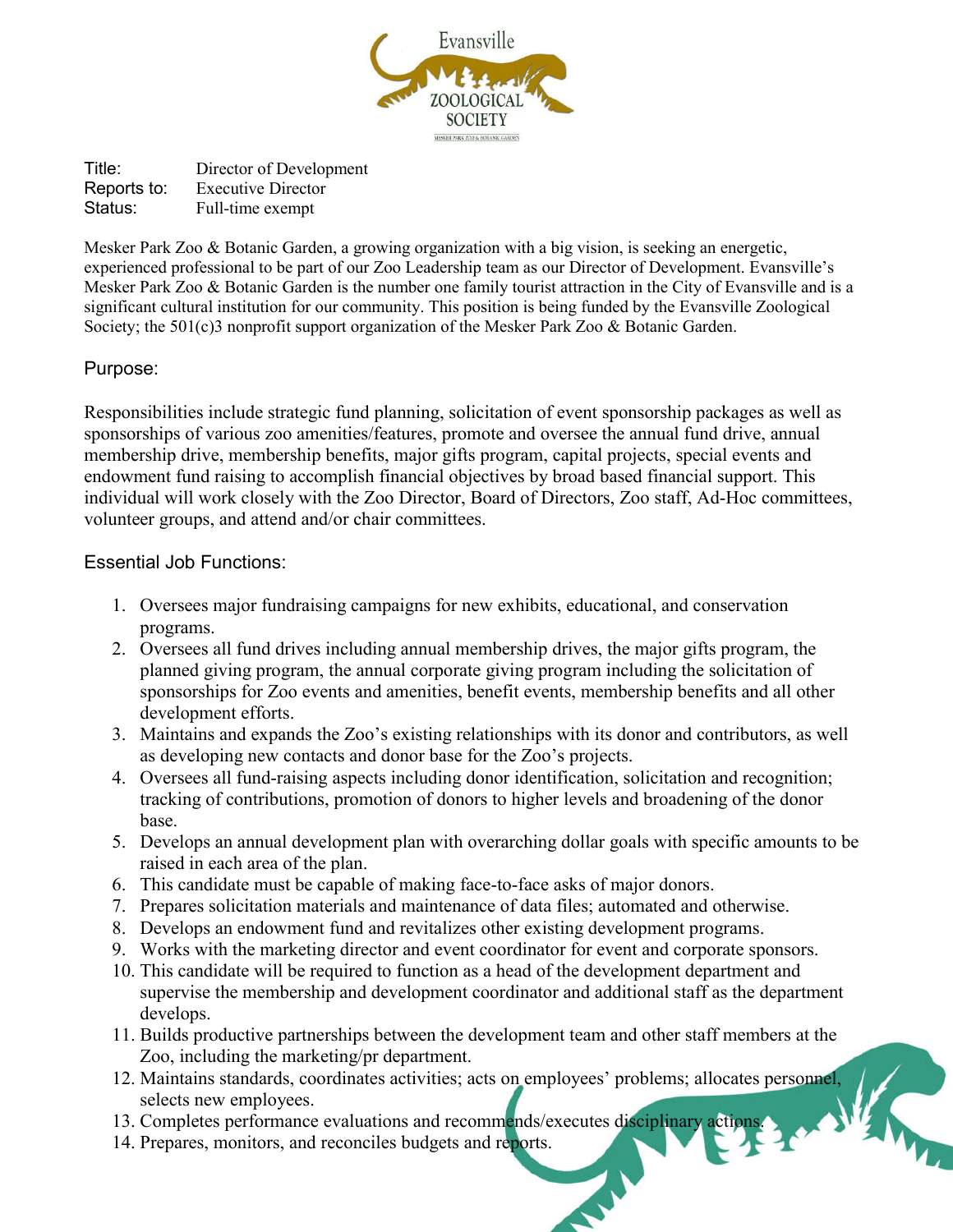Title: Director of Development
Reports to: Executive Director
Status: Full-time exempt

Mesker Park Zoo & Botanic Garden, a growing organization with a big vision, is seeking an energetic, experienced professional to be part of our Zoo Leadership team as our Director of Development. Evansville's Mesker Park Zoo & Botanic Garden is the number one family tourist attraction in the City of Evansville and is a significant cultural institution for our community. This position is being funded by the Evansville Zoological Society; the 501(c)3 nonprofit support organization of the Mesker Park Zoo & Botanic Garden.

## Purpose:

Responsibilities include strategic fund planning, solicitation of event sponsorship packages as well as sponsorships of various zoo amenities/features, promote and oversee the annual fund drive, annual membership drive, membership benefits, major gifts program, capital projects, special events and endowment fund raising to accomplish financial objectives by broad based financial support. This individual will work closely with the Zoo Director, Board of Directors, Zoo staff, Ad-Hoc committees, volunteer groups, and attend and/or chair committees.

## Essential Job Functions:

1. Oversees major fundraising campaigns for new exhibits, educational, and conservation programs.
2. Oversees all fund drives including annual membership drives, the major gifts program, the planned giving program, the annual corporate giving program including the solicitation of sponsorships for Zoo events and amenities, benefit events, membership benefits and all other development efforts.
3. Maintains and expands the Zoo's existing relationships with its donor and contributors, as well as developing new contacts and donor base for the Zoo's projects.
4. Oversees all fund-raising aspects including donor identification, solicitation and recognition; tracking of contributions, promotion of donors to higher levels and broadening of the donor base.
5. Develops an annual development plan with overarching dollar goals with specific amounts to be raised in each area of the plan.
6. This candidate must be capable of making face-to-face asks of major donors.
7. Prepares solicitation materials and maintenance of data files; automated and otherwise.
8. Develops an endowment fund and revitalizes other existing development programs.
9. Works with the marketing director and event coordinator for event and corporate sponsors.
10. This candidate will be required to function as a head of the development department and supervise the membership and development coordinator and additional staff as the department develops.
11. Builds productive partnerships between the development team and other staff members at the Zoo, including the marketing/pr department.
12. Maintains standards, coordinates activities; acts on employees' problems; allocates personnel, selects new employees.
13. Completes performance evaluations and recommends/executes disciplinary actions.
14. Prepares, monitors, and reconciles budgets and reports.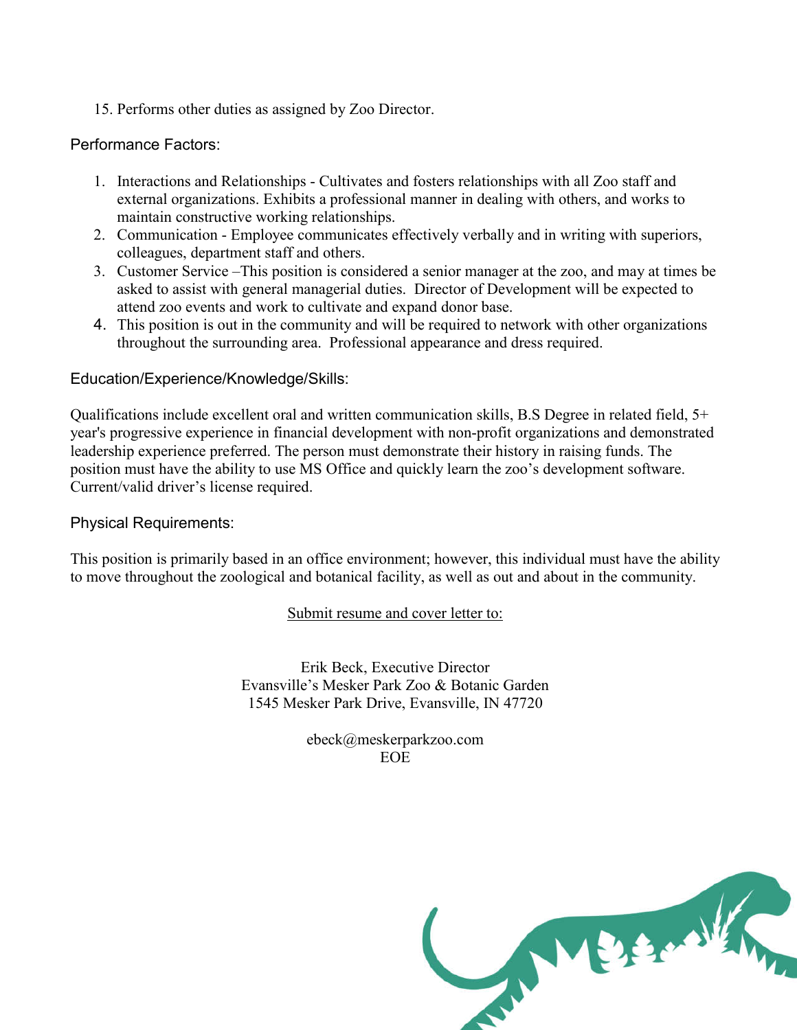15. Performs other duties as assigned by Zoo Director.

## Performance Factors:

1. Interactions and Relationships - Cultivates and fosters relationships with all Zoo staff and external organizations. Exhibits a professional manner in dealing with others, and works to maintain constructive working relationships.
2. Communication - Employee communicates effectively verbally and in writing with superiors, colleagues, department staff and others.
3. Customer Service –This position is considered a senior manager at the zoo, and may at times be asked to assist with general managerial duties. Director of Development will be expected to attend zoo events and work to cultivate and expand donor base.
4. This position is out in the community and will be required to network with other organizations throughout the surrounding area. Professional appearance and dress required.

## Education/Experience/Knowledge/Skills:

Qualifications include excellent oral and written communication skills, B.S Degree in related field, 5+ year's progressive experience in financial development with non-profit organizations and demonstrated leadership experience preferred. The person must demonstrate their history in raising funds. The position must have the ability to use MS Office and quickly learn the zoo's development software. Current/valid driver's license required.

## Physical Requirements:

This position is primarily based in an office environment; however, this individual must have the ability to move throughout the zoological and botanical facility, as well as out and about in the community.

<u>Submit resume and cover letter to:</u>

Erik Beck, Executive Director
Evansville's Mesker Park Zoo & Botanic Garden
1545 Mesker Park Drive, Evansville, IN 47720

ebeck@meskerparkzoo.com
EOE